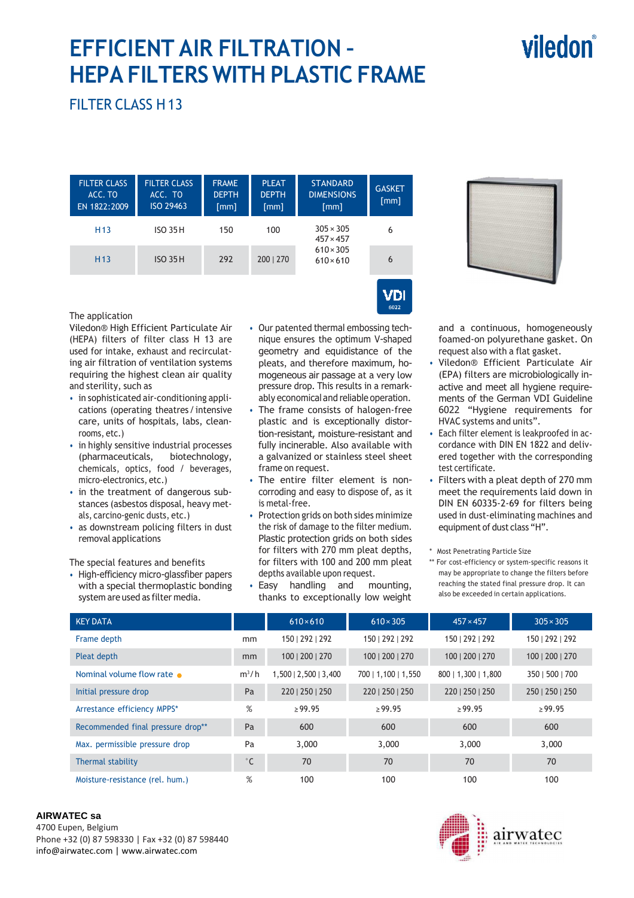# EFFICIENT AIR FILTRATION – HEPA FILTERS WITH PLASTIC FRAME

viledon®

## FILTER CLASS H 13

| FILTER CLASS ACC. TO EN 1822:2009 | FILTER CLASS ACC. TO ISO 29463 | FRAME DEPTH [mm] | PLEAT DEPTH [mm] | STANDARD DIMENSIONS [mm] | GASKET [mm] |
|---|---|---|---|---|---|
| H13 | ISO 35 H | 150 | 100 | 305 × 305<br>457 × 457<br>610 × 305<br>610 × 610 | 6 |
| H13 | ISO 35 H | 292 | 200 \| 270 | | 6 |

VDI 6022

The application

Viledon® High Efficient Particulate Air (HEPA) filters of filter class H 13 are used for intake, exhaust and recirculating air filtration of ventilation systems requiring the highest clean air quality and sterility, such as

- in sophisticated air-conditioning applications (operating theatres / intensive care, units of hospitals, labs, cleanrooms, etc.)
- in highly sensitive industrial processes (pharmaceuticals, biotechnology, chemicals, optics, food / beverages, micro-electronics, etc.)
- in the treatment of dangerous substances (asbestos disposal, heavy metals, carcino-genic dusts, etc.)
- as downstream policing filters in dust removal applications

The special features and benefits

- High-efficiency micro-glassfiber papers with a special thermoplastic bonding system are used as filter media.
- Our patented thermal embossing technique ensures the optimum V-shaped geometry and equidistance of the pleats, and therefore maximum, homogeneous air passage at a very low pressure drop. This results in a remarkably economical and reliable operation.
- The frame consists of halogen-free plastic and is exceptionally distortion-resistant, moisture-resistant and fully incinerable. Also available with a galvanized or stainless steel sheet frame on request.
- The entire filter element is non-corroding and easy to dispose of, as it is metal-free.
- Protection grids on both sides minimize the risk of damage to the filter medium. Plastic protection grids on both sides for filters with 270 mm pleat depths, for filters with 100 and 200 mm pleat depths available upon request.
- Easy handling and mounting, thanks to exceptionally low weight and a continuous, homogeneously foamed-on polyurethane gasket. On request also with a flat gasket.
- Viledon® Efficient Particulate Air (EPA) filters are microbiologically inactive and meet all hygiene requirements of the German VDI Guideline 6022 "Hygiene requirements for HVAC systems and units".
- Each filter element is leakproofed in accordance with DIN EN 1822 and delivered together with the corresponding test certificate.
- Filters with a pleat depth of 270 mm meet the requirements laid down in DIN EN 60335-2-69 for filters being used in dust-eliminating machines and equipment of dust class "H".

\* Most Penetrating Particle Size

\** For cost-efficiency or system-specific reasons it may be appropriate to change the filters before reaching the stated final pressure drop. It can also be exceeded in certain applications.

| KEY DATA | | 610 × 610 | 610 × 305 | 457 × 457 | 305 × 305 |
|---|---|---|---|---|---|
| Frame depth | mm | 150 \| 292 \| 292 | 150 \| 292 \| 292 | 150 \| 292 \| 292 | 150 \| 292 \| 292 |
| Pleat depth | mm | 100 \| 200 \| 270 | 100 \| 200 \| 270 | 100 \| 200 \| 270 | 100 \| 200 \| 270 |
| Nominal volume flow rate ● | $m^3/h$ | 1,500 \| 2,500 \| 3,400 | 700 \| 1,100 \| 1,550 | 800 \| 1,300 \| 1,800 | 350 \| 500 \| 700 |
| Initial pressure drop | Pa | 220 \| 250 \| 250 | 220 \| 250 \| 250 | 220 \| 250 \| 250 | 250 \| 250 \| 250 |
| Arrestance efficiency MPPS* | % | ≥ 99.95 | ≥ 99.95 | ≥ 99.95 | ≥ 99.95 |
| Recommended final pressure drop** | Pa | 600 | 600 | 600 | 600 |
| Max. permissible pressure drop | Pa | 3,000 | 3,000 | 3,000 | 3,000 |
| Thermal stability | °C | 70 | 70 | 70 | 70 |
| Moisture-resistance (rel. hum.) | % | 100 | 100 | 100 | 100 |

**AIRWATEC sa**
4700 Eupen, Belgium
Phone +32 (0) 87 598330 | Fax +32 (0) 87 598440
info@airwatec.com | www.airwatec.com

airwatec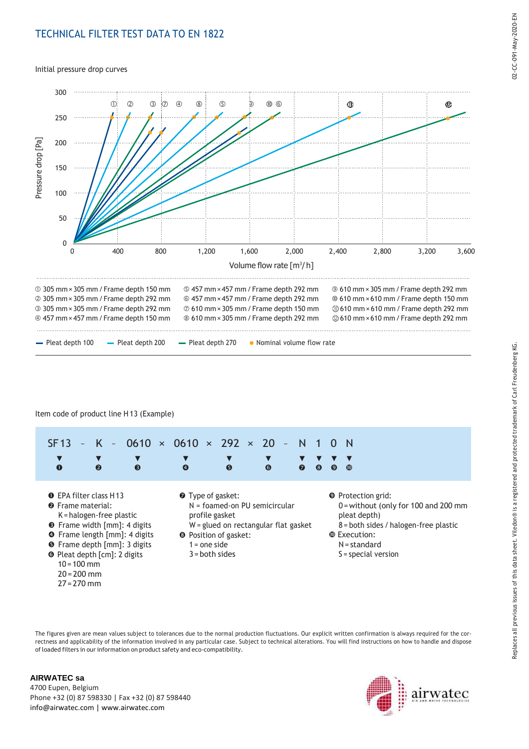## TECHNICAL FILTER TEST DATA TO EN 1822

Initial pressure drop curves

Pressure drop [Pa]

300
250
200
150
100
50
0

0
400
800
1,200
1,600
2,000
2,400
2,800
3,200
3,600

Volume flow rate [m³/h]

① ② ③ ⑦ ④ ⑧ ⑤ ⑨ ⑩ ⑥ ⑪ ⑫

① 305 mm × 305 mm / Frame depth 150 mm
② 305 mm × 305 mm / Frame depth 292 mm
③ 305 mm × 305 mm / Frame depth 292 mm
④ 457 mm × 457 mm / Frame depth 150 mm
⑤ 457 mm × 457 mm / Frame depth 292 mm
⑥ 457 mm × 457 mm / Frame depth 292 mm
⑦ 610 mm × 305 mm / Frame depth 150 mm
⑧ 610 mm × 305 mm / Frame depth 292 mm
⑨ 610 mm × 305 mm / Frame depth 292 mm
⑩ 610 mm × 610 mm / Frame depth 150 mm
⑪ 610 mm × 610 mm / Frame depth 292 mm
⑫ 610 mm × 610 mm / Frame depth 292 mm

Pleat depth 100 | Pleat depth 200 | Pleat depth 270 | Nominal volume flow rate

Item code of product line H 13 (Example)

SF13 – K – 0610 × 0610 × 292 × 20 – N 1 0 N
❶ ❷ ❸ ❹ ❺ ❻ ❼ ❽ ❾ ❿

❶ EPA filter class H 13
❷ Frame material:
K = halogen-free plastic
❸ Frame width [mm]: 4 digits
❹ Frame length [mm]: 4 digits
❺ Frame depth [mm]: 3 digits
❻ Pleat depth [cm]: 2 digits
10 = 100 mm
20 = 200 mm
27 = 270 mm

❼ Type of gasket:
N = foamed-on PU semicircular profile gasket
W = glued on rectangular flat gasket
❽ Position of gasket:
1 = one side
3 = both sides

❾ Protection grid:
0 = without (only for 100 and 200 mm pleat depth)
8 = both sides / halogen-free plastic
❿ Execution:
N = standard
S = special version

The figures given are mean values subject to tolerances due to the normal production fluctuations. Our explicit written confirmation is always required for the correctness and applicability of the information involved in any particular case. Subject to technical alterations. You will find instructions on how to handle and dispose of loaded filters in our information on product safety and eco-compatibility.

**AIRWATEC sa**
4700 Eupen, Belgium
Phone +32 (0) 87 598330 | Fax +32 (0) 87 598440
info@airwatec.com | www.airwatec.com

Replaces all previous issues of this data sheet. Viledon® is a registered and protected trademark of Carl Freudenberg KG.